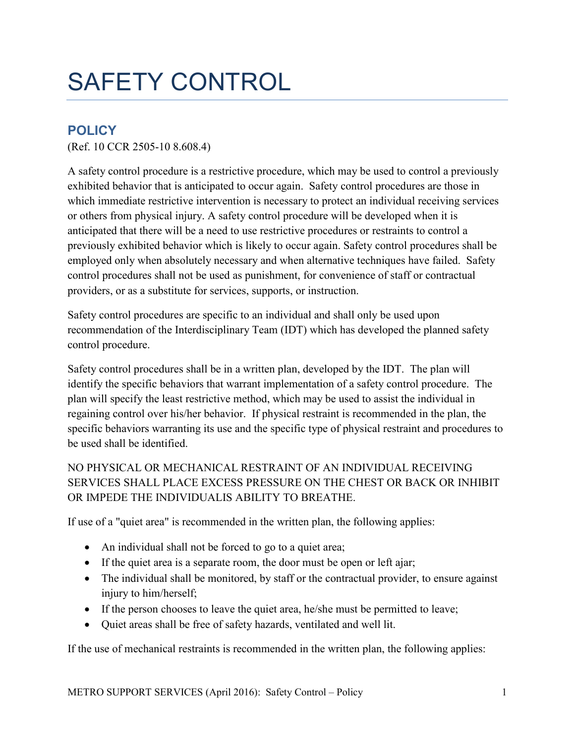# SAFETY CONTROL

## POLICY

(Ref. 10 CCR 2505-10 8.608.4)

A safety control procedure is a restrictive procedure, which may be used to control a previously exhibited behavior that is anticipated to occur again. Safety control procedures are those in which immediate restrictive intervention is necessary to protect an individual receiving services or others from physical injury. A safety control procedure will be developed when it is anticipated that there will be a need to use restrictive procedures or restraints to control a previously exhibited behavior which is likely to occur again. Safety control procedures shall be employed only when absolutely necessary and when alternative techniques have failed. Safety control procedures shall not be used as punishment, for convenience of staff or contractual providers, or as a substitute for services, supports, or instruction.

Safety control procedures are specific to an individual and shall only be used upon recommendation of the Interdisciplinary Team (IDT) which has developed the planned safety control procedure.

Safety control procedures shall be in a written plan, developed by the IDT. The plan will identify the specific behaviors that warrant implementation of a safety control procedure. The plan will specify the least restrictive method, which may be used to assist the individual in regaining control over his/her behavior. If physical restraint is recommended in the plan, the specific behaviors warranting its use and the specific type of physical restraint and procedures to be used shall be identified.

NO PHYSICAL OR MECHANICAL RESTRAINT OF AN INDIVIDUAL RECEIVING SERVICES SHALL PLACE EXCESS PRESSURE ON THE CHEST OR BACK OR INHIBIT OR IMPEDE THE INDIVIDUALIS ABILITY TO BREATHE.

If use of a "quiet area" is recommended in the written plan, the following applies:

- An individual shall not be forced to go to a quiet area;
- If the quiet area is a separate room, the door must be open or left ajar;
- The individual shall be monitored, by staff or the contractual provider, to ensure against injury to him/herself;
- If the person chooses to leave the quiet area, he/she must be permitted to leave;
- Quiet areas shall be free of safety hazards, ventilated and well lit.

If the use of mechanical restraints is recommended in the written plan, the following applies: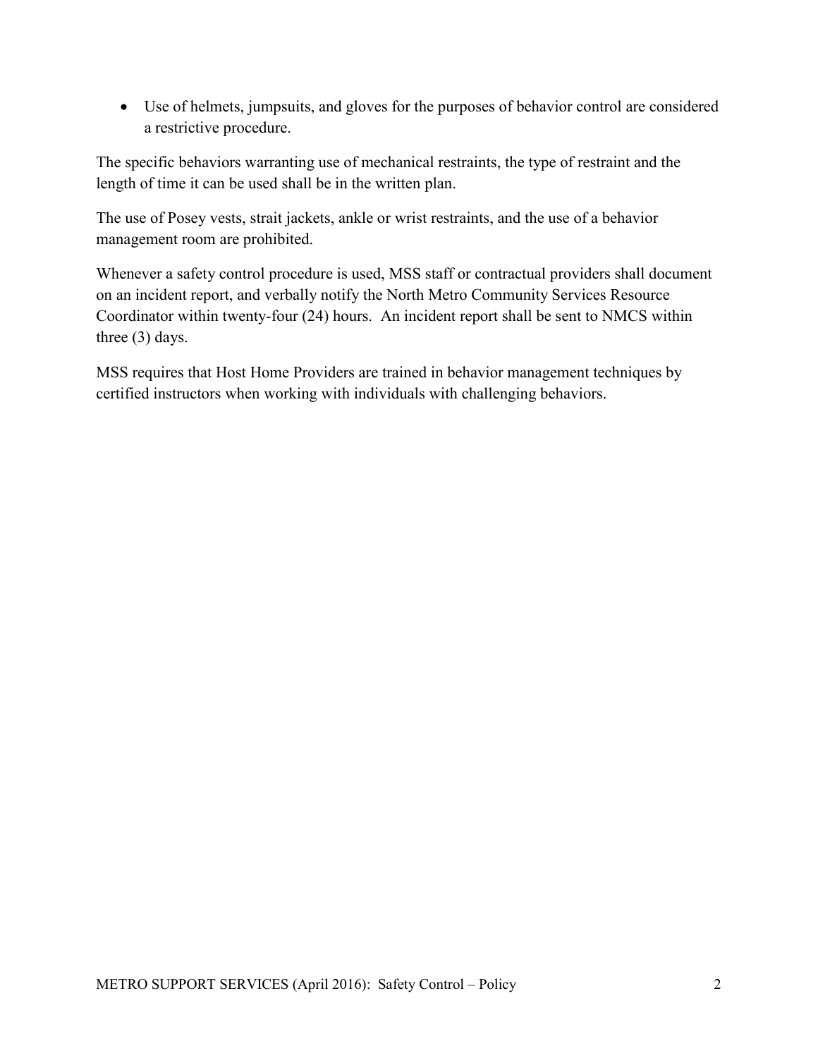- Use of helmets, jumpsuits, and gloves for the purposes of behavior control are considered a restrictive procedure.

The specific behaviors warranting use of mechanical restraints, the type of restraint and the length of time it can be used shall be in the written plan.

The use of Posey vests, strait jackets, ankle or wrist restraints, and the use of a behavior management room are prohibited.

Whenever a safety control procedure is used, MSS staff or contractual providers shall document on an incident report, and verbally notify the North Metro Community Services Resource Coordinator within twenty-four (24) hours. An incident report shall be sent to NMCS within three (3) days.

MSS requires that Host Home Providers are trained in behavior management techniques by certified instructors when working with individuals with challenging behaviors.